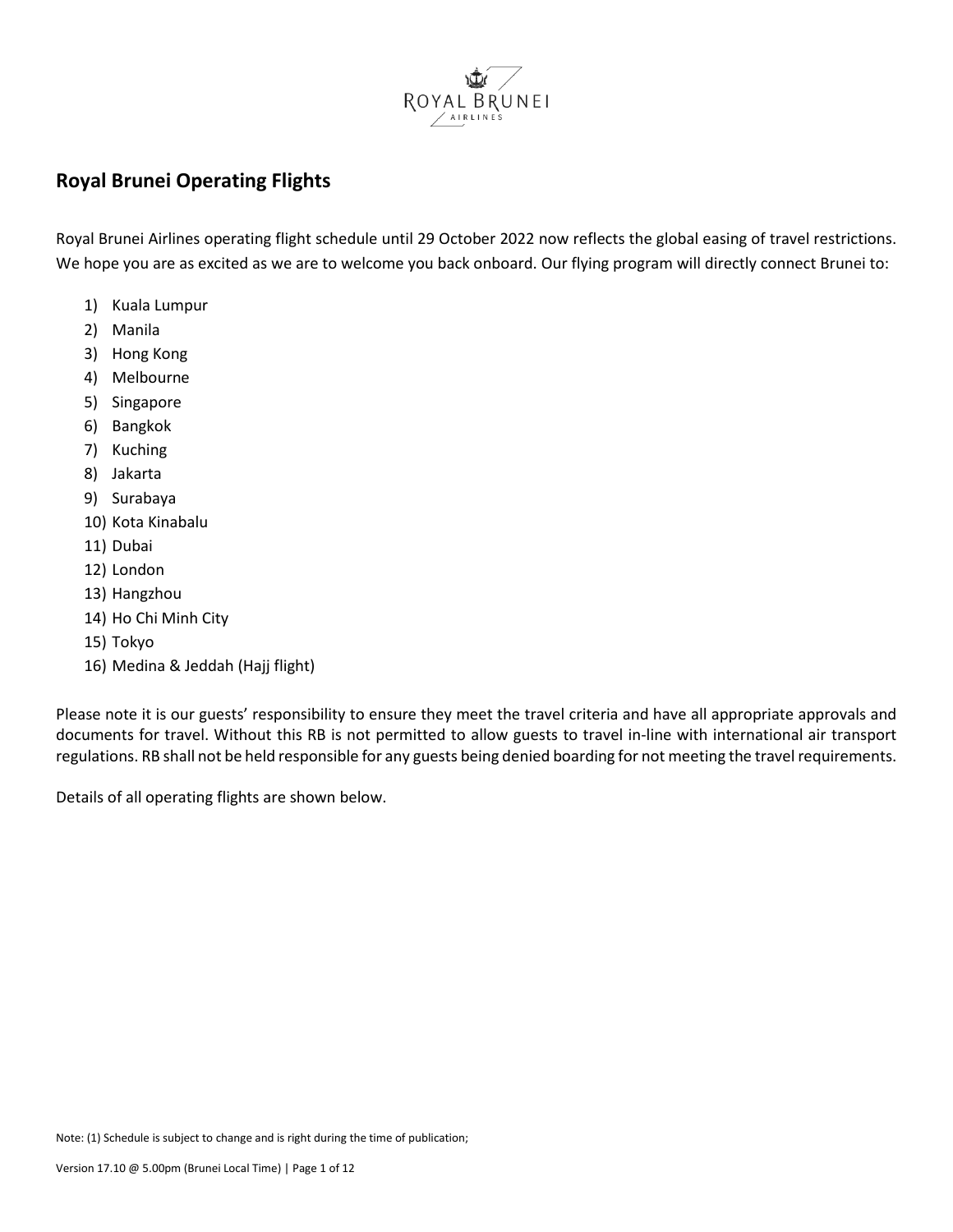## Royal Brunei Operating Flights

Royal Brunei Airlines operating flight schedule until 29 October 2022 now reflects the global easing of travel restrictions. We hope you are as excited as we are to welcome you back onboard. Our flying program will directly connect Brunei to:

1) Kuala Lumpur
2) Manila
3) Hong Kong
4) Melbourne
5) Singapore
6) Bangkok
7) Kuching
8) Jakarta
9) Surabaya
10) Kota Kinabalu
11) Dubai
12) London
13) Hangzhou
14) Ho Chi Minh City
15) Tokyo
16) Medina & Jeddah (Hajj flight)

Please note it is our guests' responsibility to ensure they meet the travel criteria and have all appropriate approvals and documents for travel. Without this RB is not permitted to allow guests to travel in-line with international air transport regulations. RB shall not be held responsible for any guests being denied boarding for not meeting the travel requirements.

Details of all operating flights are shown below.

Note: (1) Schedule is subject to change and is right during the time of publication;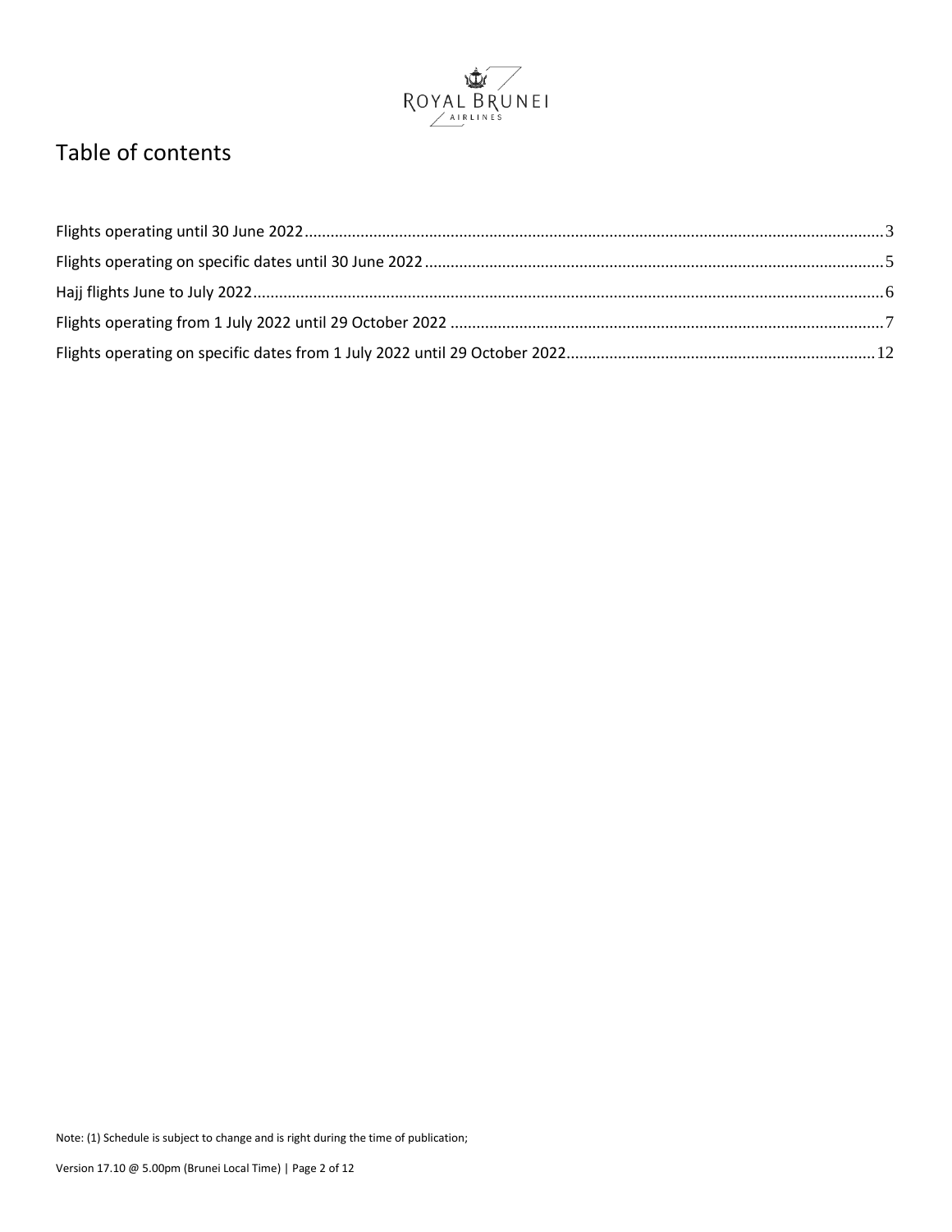# Table of contents

Flights operating until 30 June 2022 ....................................................................... 3
Flights operating on specific dates until 30 June 2022 ....................................................................... 5
Hajj flights June to July 2022 ....................................................................... 6
Flights operating from 1 July 2022 until 29 October 2022 ....................................................................... 7
Flights operating on specific dates from 1 July 2022 until 29 October 2022 ....................................................................... 12

Note: (1) Schedule is subject to change and is right during the time of publication;

Version 17.10 @ 5.00pm (Brunei Local Time)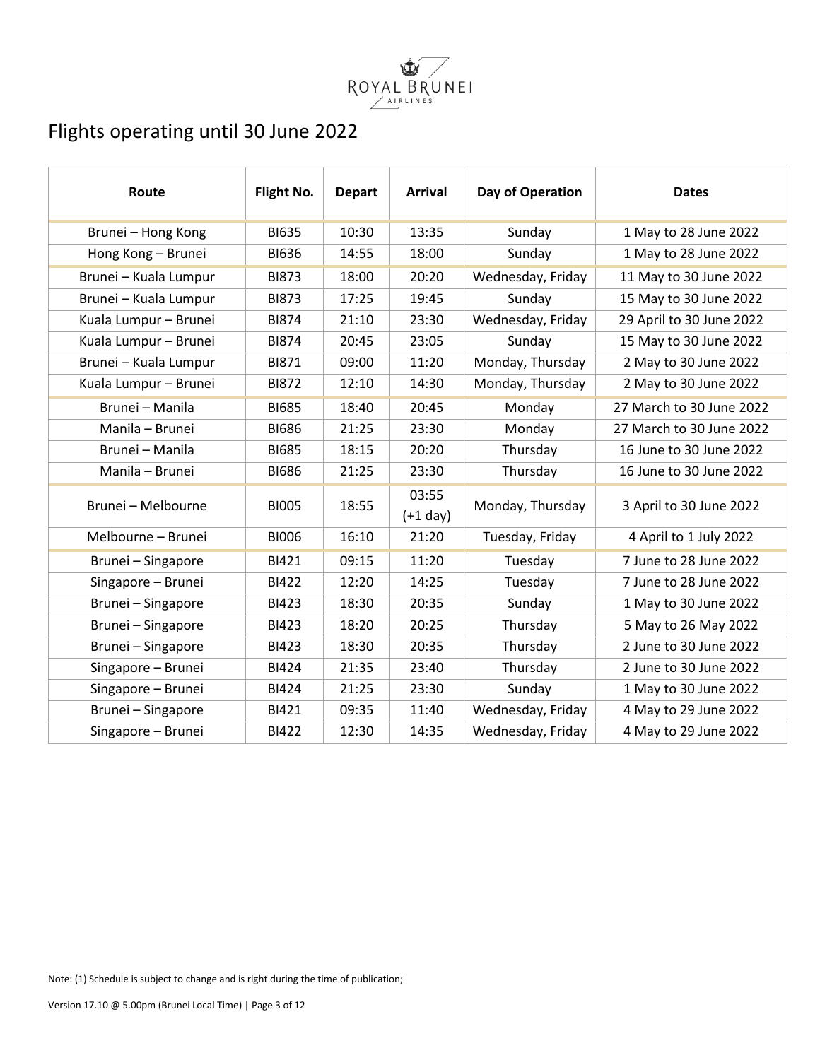# Flights operating until 30 June 2022

| Route | Flight No. | Depart | Arrival | Day of Operation | Dates |
|---|---|---|---|---|---|
| Brunei – Hong Kong | BI635 | 10:30 | 13:35 | Sunday | 1 May to 28 June 2022 |
| Hong Kong – Brunei | BI636 | 14:55 | 18:00 | Sunday | 1 May to 28 June 2022 |
| Brunei – Kuala Lumpur | BI873 | 18:00 | 20:20 | Wednesday, Friday | 11 May to 30 June 2022 |
| Brunei – Kuala Lumpur | BI873 | 17:25 | 19:45 | Sunday | 15 May to 30 June 2022 |
| Kuala Lumpur – Brunei | BI874 | 21:10 | 23:30 | Wednesday, Friday | 29 April to 30 June 2022 |
| Kuala Lumpur – Brunei | BI874 | 20:45 | 23:05 | Sunday | 15 May to 30 June 2022 |
| Brunei – Kuala Lumpur | BI871 | 09:00 | 11:20 | Monday, Thursday | 2 May to 30 June 2022 |
| Kuala Lumpur – Brunei | BI872 | 12:10 | 14:30 | Monday, Thursday | 2 May to 30 June 2022 |
| Brunei – Manila | BI685 | 18:40 | 20:45 | Monday | 27 March to 30 June 2022 |
| Manila – Brunei | BI686 | 21:25 | 23:30 | Monday | 27 March to 30 June 2022 |
| Brunei – Manila | BI685 | 18:15 | 20:20 | Thursday | 16 June to 30 June 2022 |
| Manila – Brunei | BI686 | 21:25 | 23:30 | Thursday | 16 June to 30 June 2022 |
| Brunei – Melbourne | BI005 | 18:55 | 03:55 (+1 day) | Monday, Thursday | 3 April to 30 June 2022 |
| Melbourne – Brunei | BI006 | 16:10 | 21:20 | Tuesday, Friday | 4 April to 1 July 2022 |
| Brunei – Singapore | BI421 | 09:15 | 11:20 | Tuesday | 7 June to 28 June 2022 |
| Singapore – Brunei | BI422 | 12:20 | 14:25 | Tuesday | 7 June to 28 June 2022 |
| Brunei – Singapore | BI423 | 18:30 | 20:35 | Sunday | 1 May to 30 June 2022 |
| Brunei – Singapore | BI423 | 18:20 | 20:25 | Thursday | 5 May to 26 May 2022 |
| Brunei – Singapore | BI423 | 18:30 | 20:35 | Thursday | 2 June to 30 June 2022 |
| Singapore – Brunei | BI424 | 21:35 | 23:40 | Thursday | 2 June to 30 June 2022 |
| Singapore – Brunei | BI424 | 21:25 | 23:30 | Sunday | 1 May to 30 June 2022 |
| Brunei – Singapore | BI421 | 09:35 | 11:40 | Wednesday, Friday | 4 May to 29 June 2022 |
| Singapore – Brunei | BI422 | 12:30 | 14:35 | Wednesday, Friday | 4 May to 29 June 2022 |

Note: (1) Schedule is subject to change and is right during the time of publication;

Version 17.10 @ 5.00pm (Brunei Local Time)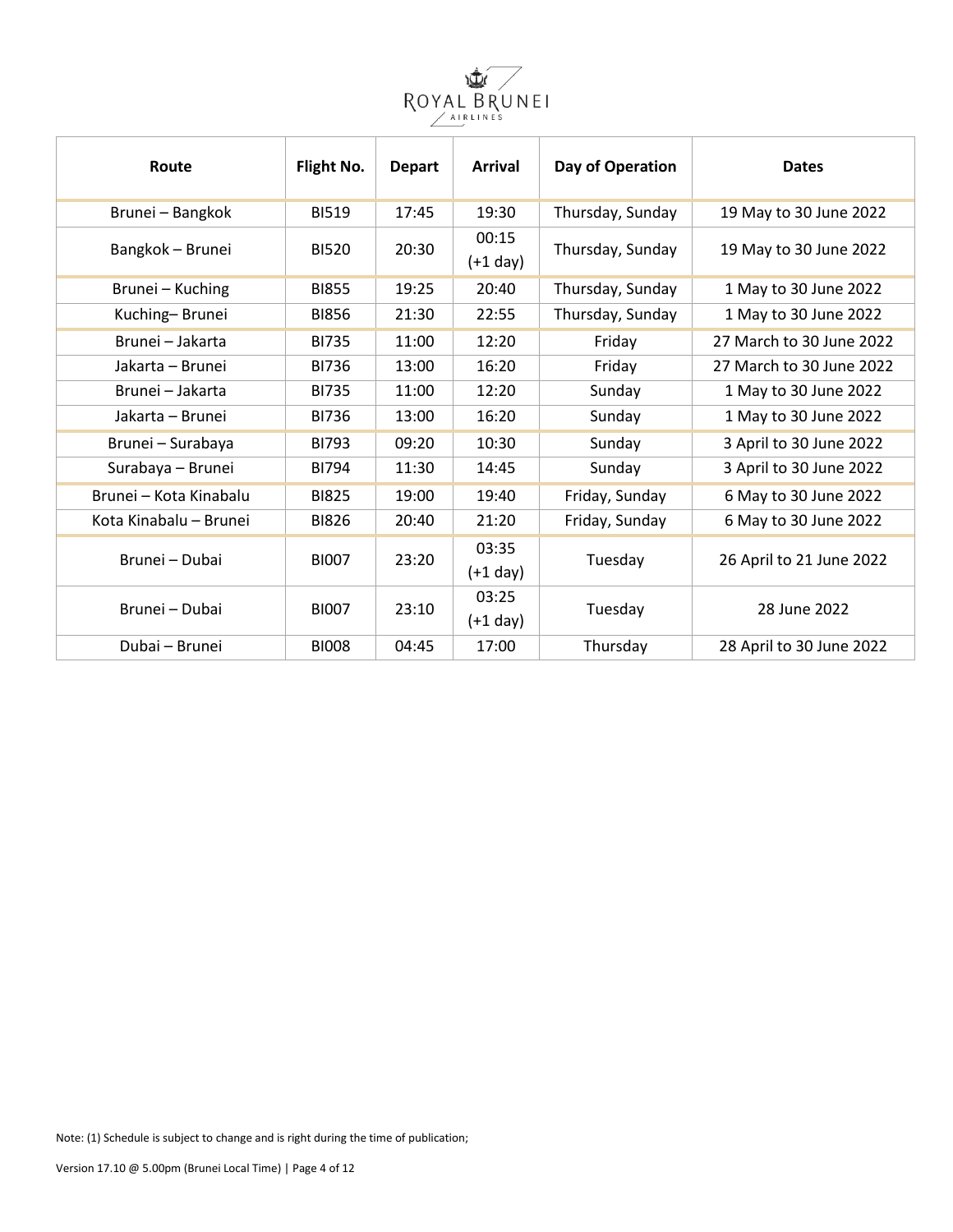| Route | Flight No. | Depart | Arrival | Day of Operation | Dates |
|---|---|---|---|---|---|
| Brunei – Bangkok | BI519 | 17:45 | 19:30 | Thursday, Sunday | 19 May to 30 June 2022 |
| Bangkok – Brunei | BI520 | 20:30 | 00:15 (+1 day) | Thursday, Sunday | 19 May to 30 June 2022 |
| Brunei – Kuching | BI855 | 19:25 | 20:40 | Thursday, Sunday | 1 May to 30 June 2022 |
| Kuching– Brunei | BI856 | 21:30 | 22:55 | Thursday, Sunday | 1 May to 30 June 2022 |
| Brunei – Jakarta | BI735 | 11:00 | 12:20 | Friday | 27 March to 30 June 2022 |
| Jakarta – Brunei | BI736 | 13:00 | 16:20 | Friday | 27 March to 30 June 2022 |
| Brunei – Jakarta | BI735 | 11:00 | 12:20 | Sunday | 1 May to 30 June 2022 |
| Jakarta – Brunei | BI736 | 13:00 | 16:20 | Sunday | 1 May to 30 June 2022 |
| Brunei – Surabaya | BI793 | 09:20 | 10:30 | Sunday | 3 April to 30 June 2022 |
| Surabaya – Brunei | BI794 | 11:30 | 14:45 | Sunday | 3 April to 30 June 2022 |
| Brunei – Kota Kinabalu | BI825 | 19:00 | 19:40 | Friday, Sunday | 6 May to 30 June 2022 |
| Kota Kinabalu – Brunei | BI826 | 20:40 | 21:20 | Friday, Sunday | 6 May to 30 June 2022 |
| Brunei – Dubai | BI007 | 23:20 | 03:35 (+1 day) | Tuesday | 26 April to 21 June 2022 |
| Brunei – Dubai | BI007 | 23:10 | 03:25 (+1 day) | Tuesday | 28 June 2022 |
| Dubai – Brunei | BI008 | 04:45 | 17:00 | Thursday | 28 April to 30 June 2022 |

Note: (1) Schedule is subject to change and is right during the time of publication;

Version 17.10 @ 5.00pm (Brunei Local Time)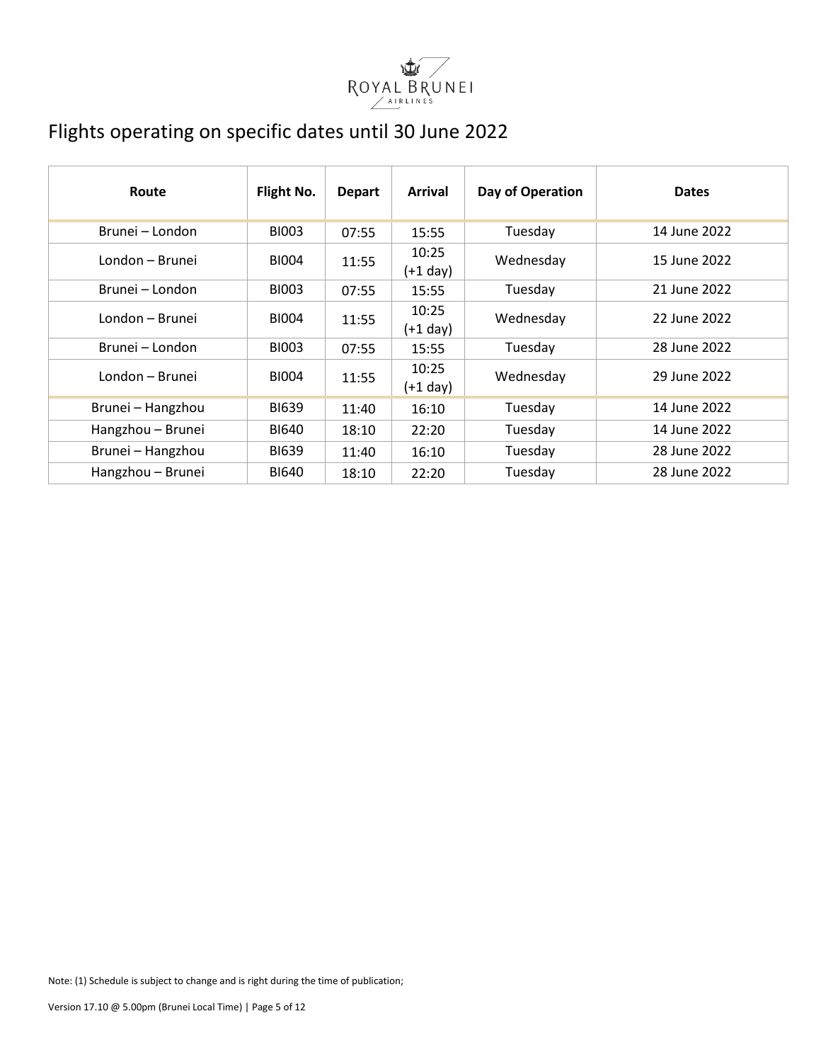ROYAL BRUNEI AIRLINES

# Flights operating on specific dates until 30 June 2022

| Route | Flight No. | Depart | Arrival | Day of Operation | Dates |
|---|---|---|---|---|---|
| Brunei – London | BI003 | 07:55 | 15:55 | Tuesday | 14 June 2022 |
| London – Brunei | BI004 | 11:55 | 10:25 (+1 day) | Wednesday | 15 June 2022 |
| Brunei – London | BI003 | 07:55 | 15:55 | Tuesday | 21 June 2022 |
| London – Brunei | BI004 | 11:55 | 10:25 (+1 day) | Wednesday | 22 June 2022 |
| Brunei – London | BI003 | 07:55 | 15:55 | Tuesday | 28 June 2022 |
| London – Brunei | BI004 | 11:55 | 10:25 (+1 day) | Wednesday | 29 June 2022 |
| Brunei – Hangzhou | BI639 | 11:40 | 16:10 | Tuesday | 14 June 2022 |
| Hangzhou – Brunei | BI640 | 18:10 | 22:20 | Tuesday | 14 June 2022 |
| Brunei – Hangzhou | BI639 | 11:40 | 16:10 | Tuesday | 28 June 2022 |
| Hangzhou – Brunei | BI640 | 18:10 | 22:20 | Tuesday | 28 June 2022 |

Note: (1) Schedule is subject to change and is right during the time of publication;

Version 17.10 @ 5.00pm (Brunei Local Time)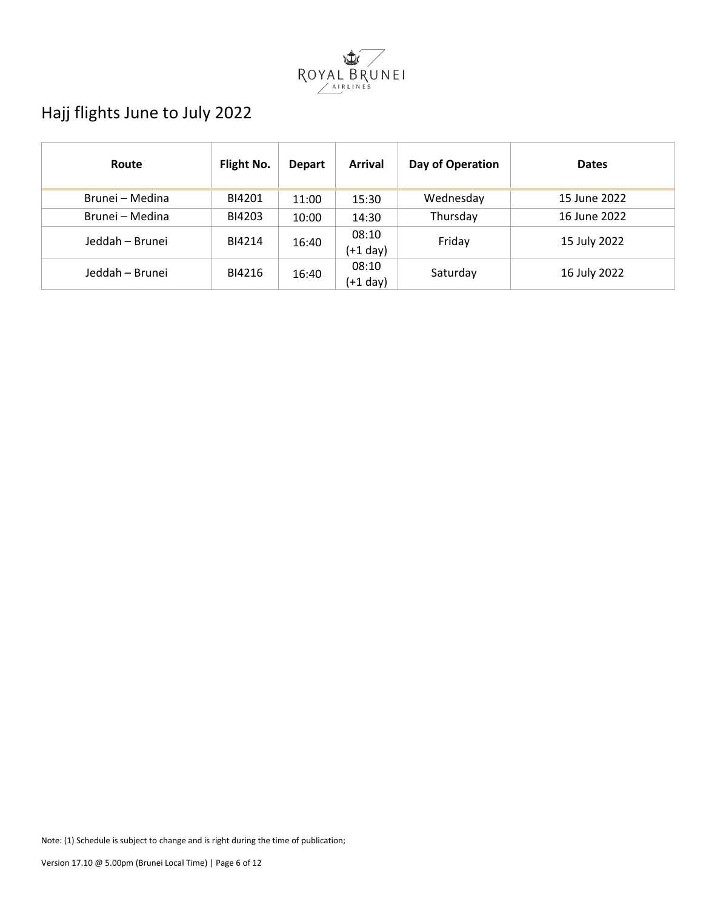ROYAL BRUNEI AIRLINES

# Hajj flights June to July 2022

| Route | Flight No. | Depart | Arrival | Day of Operation | Dates |
|---|---|---|---|---|---|
| Brunei – Medina | BI4201 | 11:00 | 15:30 | Wednesday | 15 June 2022 |
| Brunei – Medina | BI4203 | 10:00 | 14:30 | Thursday | 16 June 2022 |
| Jeddah – Brunei | BI4214 | 16:40 | 08:10 (+1 day) | Friday | 15 July 2022 |
| Jeddah – Brunei | BI4216 | 16:40 | 08:10 (+1 day) | Saturday | 16 July 2022 |

Note: (1) Schedule is subject to change and is right during the time of publication;

Version 17.10 @ 5.00pm (Brunei Local Time)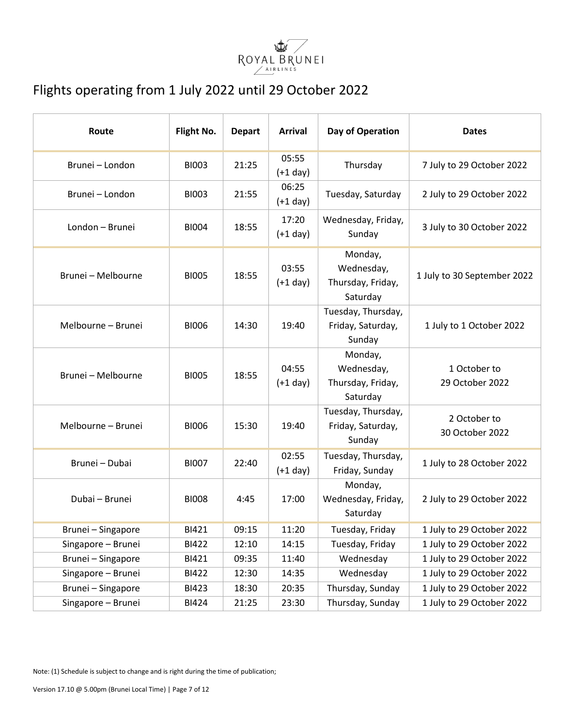ROYAL BRUNEI AIRLINES

# Flights operating from 1 July 2022 until 29 October 2022

| Route | Flight No. | Depart | Arrival | Day of Operation | Dates |
|---|---|---|---|---|---|
| Brunei – London | BI003 | 21:25 | 05:55 (+1 day) | Thursday | 7 July to 29 October 2022 |
| Brunei – London | BI003 | 21:55 | 06:25 (+1 day) | Tuesday, Saturday | 2 July to 29 October 2022 |
| London – Brunei | BI004 | 18:55 | 17:20 (+1 day) | Wednesday, Friday, Sunday | 3 July to 30 October 2022 |
| Brunei – Melbourne | BI005 | 18:55 | 03:55 (+1 day) | Monday, Wednesday, Thursday, Friday, Saturday | 1 July to 30 September 2022 |
| Melbourne – Brunei | BI006 | 14:30 | 19:40 | Tuesday, Thursday, Friday, Saturday, Sunday | 1 July to 1 October 2022 |
| Brunei – Melbourne | BI005 | 18:55 | 04:55 (+1 day) | Monday, Wednesday, Thursday, Friday, Saturday | 1 October to 29 October 2022 |
| Melbourne – Brunei | BI006 | 15:30 | 19:40 | Tuesday, Thursday, Friday, Saturday, Sunday | 2 October to 30 October 2022 |
| Brunei – Dubai | BI007 | 22:40 | 02:55 (+1 day) | Tuesday, Thursday, Friday, Sunday | 1 July to 28 October 2022 |
| Dubai – Brunei | BI008 | 4:45 | 17:00 | Monday, Wednesday, Friday, Saturday | 2 July to 29 October 2022 |
| Brunei – Singapore | BI421 | 09:15 | 11:20 | Tuesday, Friday | 1 July to 29 October 2022 |
| Singapore – Brunei | BI422 | 12:10 | 14:15 | Tuesday, Friday | 1 July to 29 October 2022 |
| Brunei – Singapore | BI421 | 09:35 | 11:40 | Wednesday | 1 July to 29 October 2022 |
| Singapore – Brunei | BI422 | 12:30 | 14:35 | Wednesday | 1 July to 29 October 2022 |
| Brunei – Singapore | BI423 | 18:30 | 20:35 | Thursday, Sunday | 1 July to 29 October 2022 |
| Singapore – Brunei | BI424 | 21:25 | 23:30 | Thursday, Sunday | 1 July to 29 October 2022 |

Note: (1) Schedule is subject to change and is right during the time of publication;

Version 17.10 @ 5.00pm (Brunei Local Time)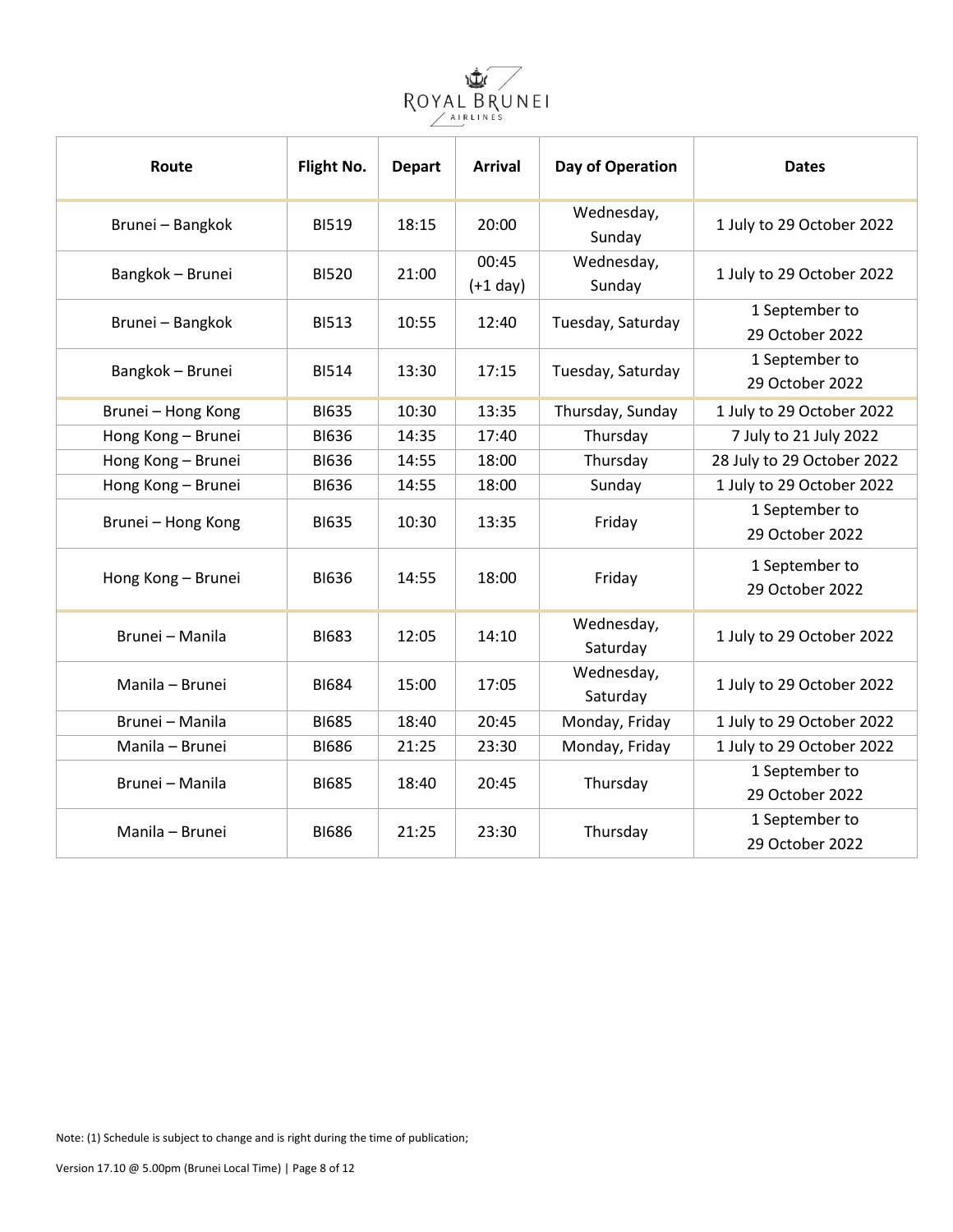| Route | Flight No. | Depart | Arrival | Day of Operation | Dates |
|---|---|---|---|---|---|
| Brunei – Bangkok | BI519 | 18:15 | 20:00 | Wednesday, Sunday | 1 July to 29 October 2022 |
| Bangkok – Brunei | BI520 | 21:00 | 00:45 (+1 day) | Wednesday, Sunday | 1 July to 29 October 2022 |
| Brunei – Bangkok | BI513 | 10:55 | 12:40 | Tuesday, Saturday | 1 September to 29 October 2022 |
| Bangkok – Brunei | BI514 | 13:30 | 17:15 | Tuesday, Saturday | 1 September to 29 October 2022 |
| Brunei – Hong Kong | BI635 | 10:30 | 13:35 | Thursday, Sunday | 1 July to 29 October 2022 |
| Hong Kong – Brunei | BI636 | 14:35 | 17:40 | Thursday | 7 July to 21 July 2022 |
| Hong Kong – Brunei | BI636 | 14:55 | 18:00 | Thursday | 28 July to 29 October 2022 |
| Hong Kong – Brunei | BI636 | 14:55 | 18:00 | Sunday | 1 July to 29 October 2022 |
| Brunei – Hong Kong | BI635 | 10:30 | 13:35 | Friday | 1 September to 29 October 2022 |
| Hong Kong – Brunei | BI636 | 14:55 | 18:00 | Friday | 1 September to 29 October 2022 |
| Brunei – Manila | BI683 | 12:05 | 14:10 | Wednesday, Saturday | 1 July to 29 October 2022 |
| Manila – Brunei | BI684 | 15:00 | 17:05 | Wednesday, Saturday | 1 July to 29 October 2022 |
| Brunei – Manila | BI685 | 18:40 | 20:45 | Monday, Friday | 1 July to 29 October 2022 |
| Manila – Brunei | BI686 | 21:25 | 23:30 | Monday, Friday | 1 July to 29 October 2022 |
| Brunei – Manila | BI685 | 18:40 | 20:45 | Thursday | 1 September to 29 October 2022 |
| Manila – Brunei | BI686 | 21:25 | 23:30 | Thursday | 1 September to 29 October 2022 |

Note: (1) Schedule is subject to change and is right during the time of publication;

Version 17.10 @ 5.00pm (Brunei Local Time)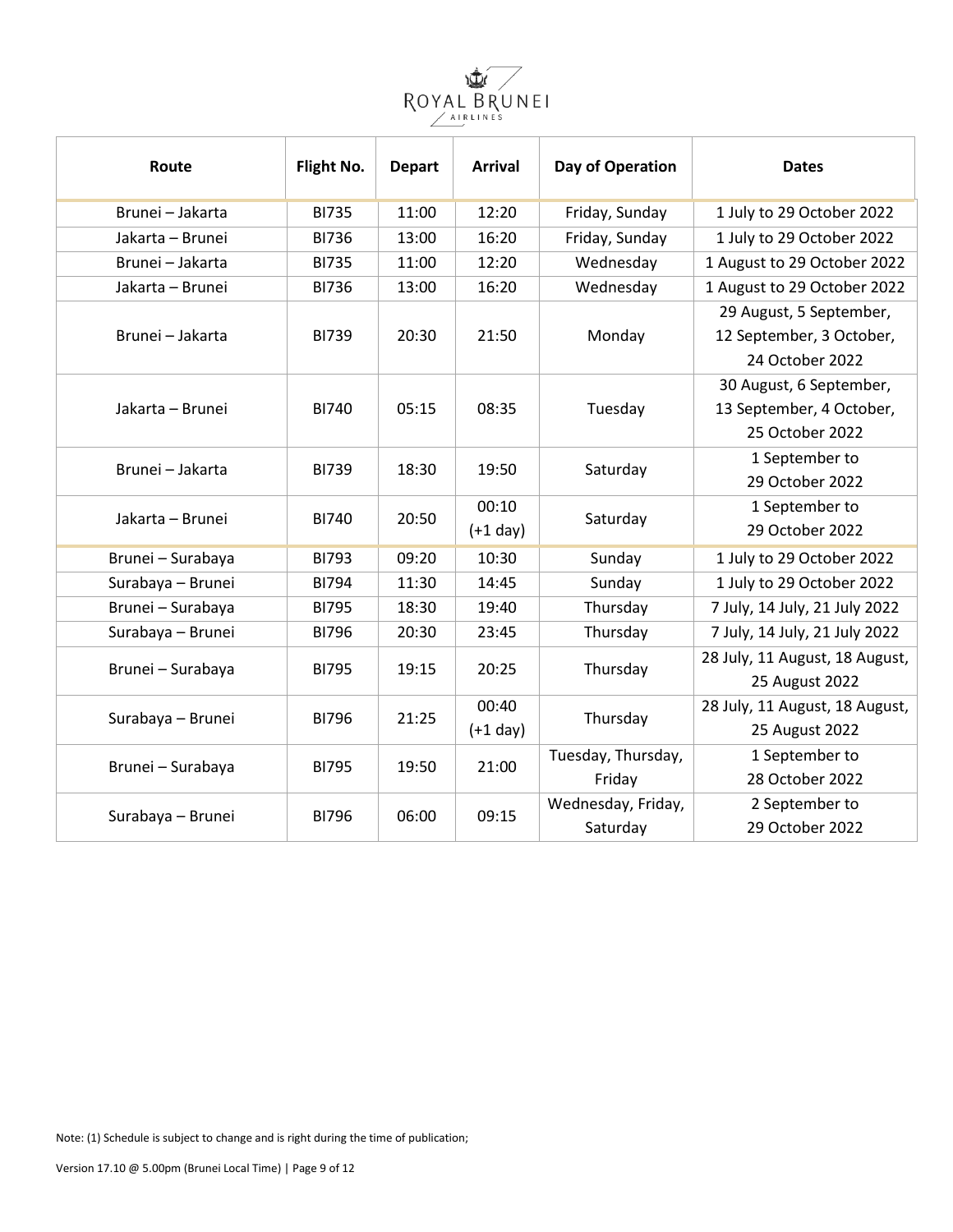ROYAL BRUNEI AIRLINES

| Route | Flight No. | Depart | Arrival | Day of Operation | Dates |
|---|---|---|---|---|---|
| Brunei – Jakarta | BI735 | 11:00 | 12:20 | Friday, Sunday | 1 July to 29 October 2022 |
| Jakarta – Brunei | BI736 | 13:00 | 16:20 | Friday, Sunday | 1 July to 29 October 2022 |
| Brunei – Jakarta | BI735 | 11:00 | 12:20 | Wednesday | 1 August to 29 October 2022 |
| Jakarta – Brunei | BI736 | 13:00 | 16:20 | Wednesday | 1 August to 29 October 2022 |
| Brunei – Jakarta | BI739 | 20:30 | 21:50 | Monday | 29 August, 5 September, 12 September, 3 October, 24 October 2022 |
| Jakarta – Brunei | BI740 | 05:15 | 08:35 | Tuesday | 30 August, 6 September, 13 September, 4 October, 25 October 2022 |
| Brunei – Jakarta | BI739 | 18:30 | 19:50 | Saturday | 1 September to 29 October 2022 |
| Jakarta – Brunei | BI740 | 20:50 | 00:10 (+1 day) | Saturday | 1 September to 29 October 2022 |
| Brunei – Surabaya | BI793 | 09:20 | 10:30 | Sunday | 1 July to 29 October 2022 |
| Surabaya – Brunei | BI794 | 11:30 | 14:45 | Sunday | 1 July to 29 October 2022 |
| Brunei – Surabaya | BI795 | 18:30 | 19:40 | Thursday | 7 July, 14 July, 21 July 2022 |
| Surabaya – Brunei | BI796 | 20:30 | 23:45 | Thursday | 7 July, 14 July, 21 July 2022 |
| Brunei – Surabaya | BI795 | 19:15 | 20:25 | Thursday | 28 July, 11 August, 18 August, 25 August 2022 |
| Surabaya – Brunei | BI796 | 21:25 | 00:40 (+1 day) | Thursday | 28 July, 11 August, 18 August, 25 August 2022 |
| Brunei – Surabaya | BI795 | 19:50 | 21:00 | Tuesday, Thursday, Friday | 1 September to 28 October 2022 |
| Surabaya – Brunei | BI796 | 06:00 | 09:15 | Wednesday, Friday, Saturday | 2 September to 29 October 2022 |

Note: (1) Schedule is subject to change and is right during the time of publication;

Version 17.10 @ 5.00pm (Brunei Local Time)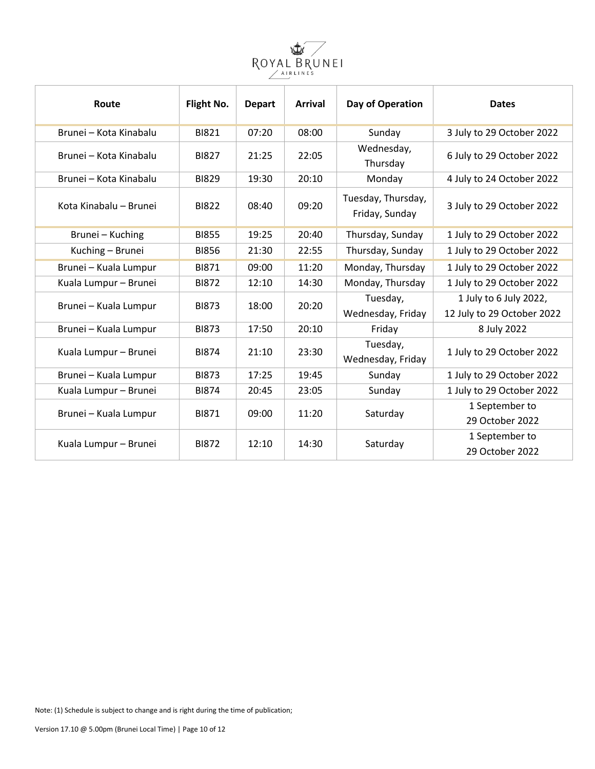| Route | Flight No. | Depart | Arrival | Day of Operation | Dates |
|---|---|---|---|---|---|
| Brunei – Kota Kinabalu | BI821 | 07:20 | 08:00 | Sunday | 3 July to 29 October 2022 |
| Brunei – Kota Kinabalu | BI827 | 21:25 | 22:05 | Wednesday, Thursday | 6 July to 29 October 2022 |
| Brunei – Kota Kinabalu | BI829 | 19:30 | 20:10 | Monday | 4 July to 24 October 2022 |
| Kota Kinabalu – Brunei | BI822 | 08:40 | 09:20 | Tuesday, Thursday, Friday, Sunday | 3 July to 29 October 2022 |
| Brunei – Kuching | BI855 | 19:25 | 20:40 | Thursday, Sunday | 1 July to 29 October 2022 |
| Kuching – Brunei | BI856 | 21:30 | 22:55 | Thursday, Sunday | 1 July to 29 October 2022 |
| Brunei – Kuala Lumpur | BI871 | 09:00 | 11:20 | Monday, Thursday | 1 July to 29 October 2022 |
| Kuala Lumpur – Brunei | BI872 | 12:10 | 14:30 | Monday, Thursday | 1 July to 29 October 2022 |
| Brunei – Kuala Lumpur | BI873 | 18:00 | 20:20 | Tuesday, Wednesday, Friday | 1 July to 6 July 2022, 12 July to 29 October 2022 |
| Brunei – Kuala Lumpur | BI873 | 17:50 | 20:10 | Friday | 8 July 2022 |
| Kuala Lumpur – Brunei | BI874 | 21:10 | 23:30 | Tuesday, Wednesday, Friday | 1 July to 29 October 2022 |
| Brunei – Kuala Lumpur | BI873 | 17:25 | 19:45 | Sunday | 1 July to 29 October 2022 |
| Kuala Lumpur – Brunei | BI874 | 20:45 | 23:05 | Sunday | 1 July to 29 October 2022 |
| Brunei – Kuala Lumpur | BI871 | 09:00 | 11:20 | Saturday | 1 September to 29 October 2022 |
| Kuala Lumpur – Brunei | BI872 | 12:10 | 14:30 | Saturday | 1 September to 29 October 2022 |

Note: (1) Schedule is subject to change and is right during the time of publication;

Version 17.10 @ 5.00pm (Brunei Local Time)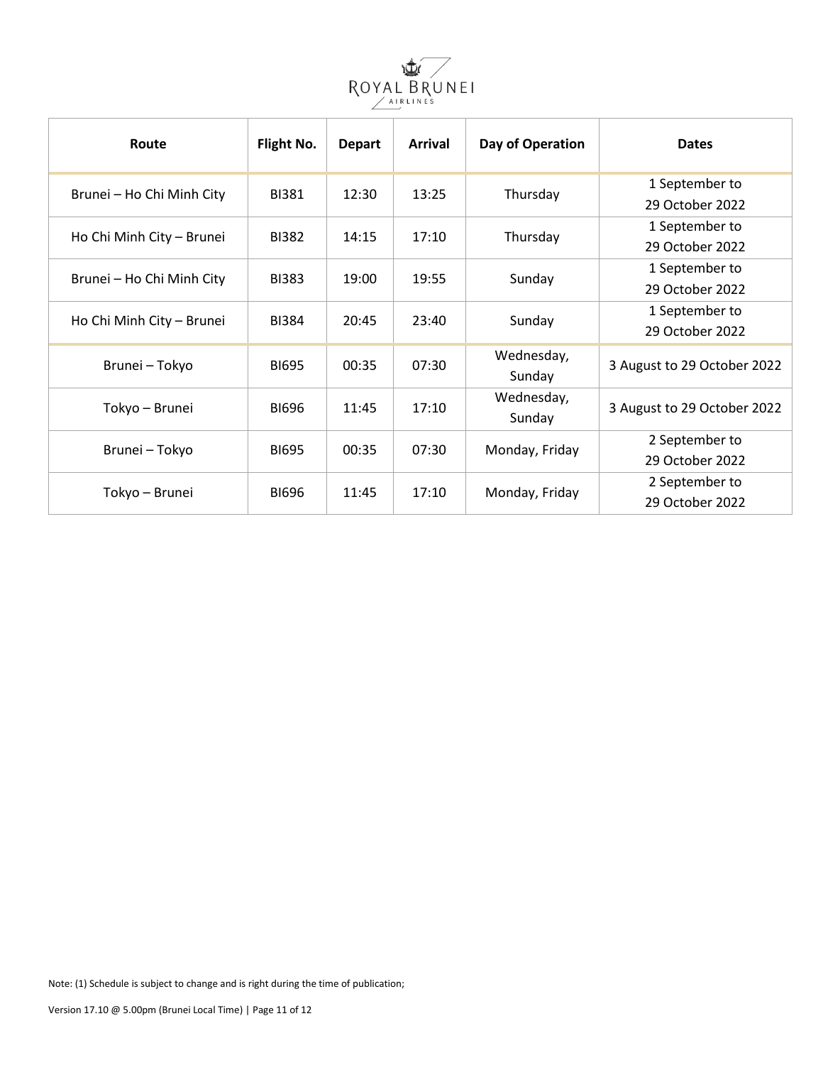| Route | Flight No. | Depart | Arrival | Day of Operation | Dates |
|---|---|---|---|---|---|
| Brunei – Ho Chi Minh City | BI381 | 12:30 | 13:25 | Thursday | 1 September to 29 October 2022 |
| Ho Chi Minh City – Brunei | BI382 | 14:15 | 17:10 | Thursday | 1 September to 29 October 2022 |
| Brunei – Ho Chi Minh City | BI383 | 19:00 | 19:55 | Sunday | 1 September to 29 October 2022 |
| Ho Chi Minh City – Brunei | BI384 | 20:45 | 23:40 | Sunday | 1 September to 29 October 2022 |
| Brunei – Tokyo | BI695 | 00:35 | 07:30 | Wednesday, Sunday | 3 August to 29 October 2022 |
| Tokyo – Brunei | BI696 | 11:45 | 17:10 | Wednesday, Sunday | 3 August to 29 October 2022 |
| Brunei – Tokyo | BI695 | 00:35 | 07:30 | Monday, Friday | 2 September to 29 October 2022 |
| Tokyo – Brunei | BI696 | 11:45 | 17:10 | Monday, Friday | 2 September to 29 October 2022 |

Note: (1) Schedule is subject to change and is right during the time of publication;

Version 17.10 @ 5.00pm (Brunei Local Time)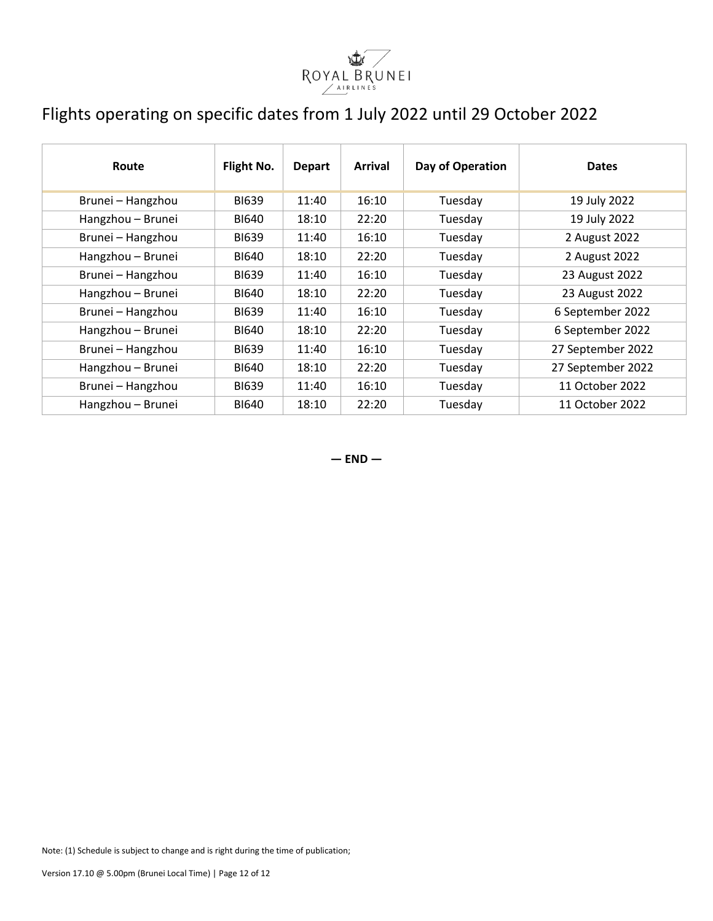# Flights operating on specific dates from 1 July 2022 until 29 October 2022

| Route | Flight No. | Depart | Arrival | Day of Operation | Dates |
|---|---|---|---|---|---|
| Brunei – Hangzhou | BI639 | 11:40 | 16:10 | Tuesday | 19 July 2022 |
| Hangzhou – Brunei | BI640 | 18:10 | 22:20 | Tuesday | 19 July 2022 |
| Brunei – Hangzhou | BI639 | 11:40 | 16:10 | Tuesday | 2 August 2022 |
| Hangzhou – Brunei | BI640 | 18:10 | 22:20 | Tuesday | 2 August 2022 |
| Brunei – Hangzhou | BI639 | 11:40 | 16:10 | Tuesday | 23 August 2022 |
| Hangzhou – Brunei | BI640 | 18:10 | 22:20 | Tuesday | 23 August 2022 |
| Brunei – Hangzhou | BI639 | 11:40 | 16:10 | Tuesday | 6 September 2022 |
| Hangzhou – Brunei | BI640 | 18:10 | 22:20 | Tuesday | 6 September 2022 |
| Brunei – Hangzhou | BI639 | 11:40 | 16:10 | Tuesday | 27 September 2022 |
| Hangzhou – Brunei | BI640 | 18:10 | 22:20 | Tuesday | 27 September 2022 |
| Brunei – Hangzhou | BI639 | 11:40 | 16:10 | Tuesday | 11 October 2022 |
| Hangzhou – Brunei | BI640 | 18:10 | 22:20 | Tuesday | 11 October 2022 |

**— END —**

Note: (1) Schedule is subject to change and is right during the time of publication;

Version 17.10 @ 5.00pm (Brunei Local Time)